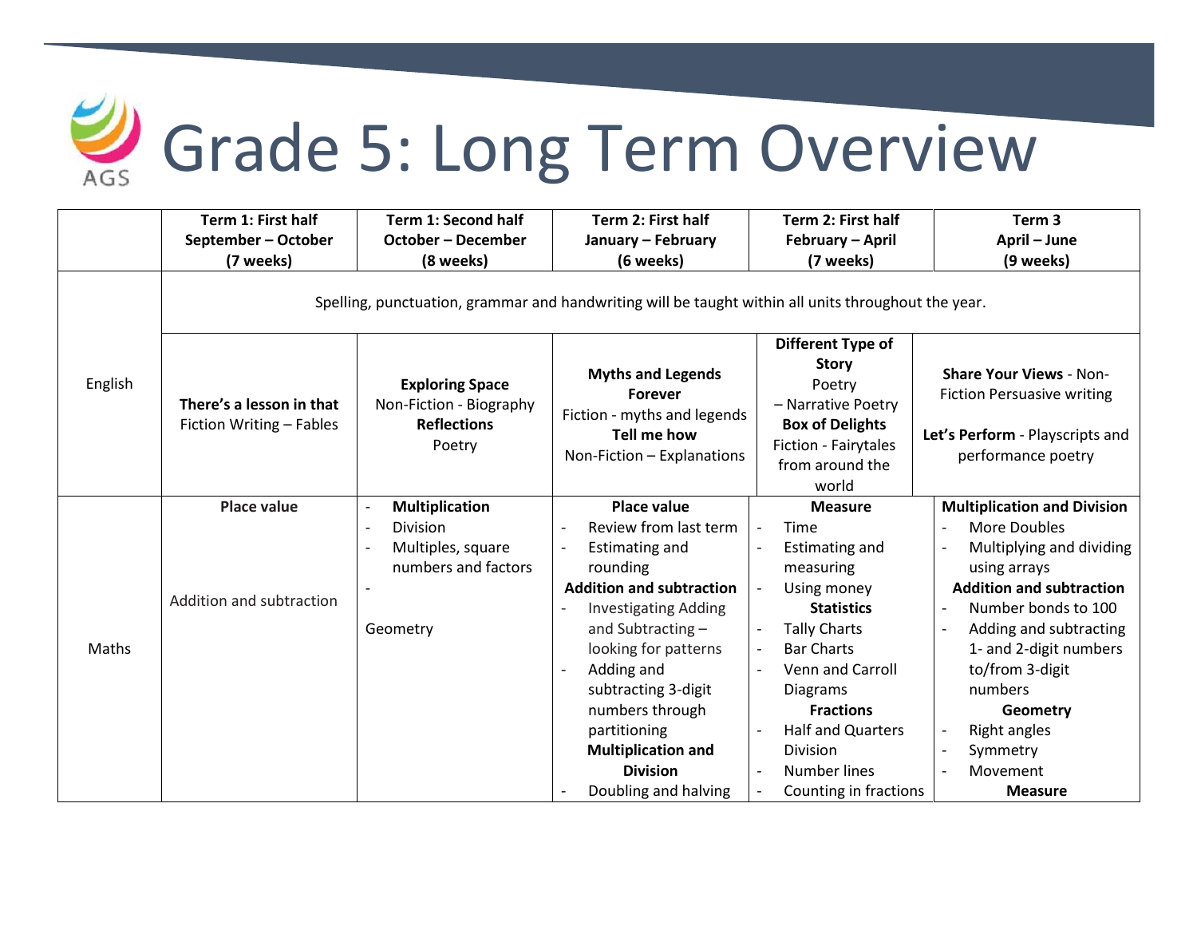# Grade 5: Long Term Overview

| | Term 1: First half<br>September – October<br>(7 weeks) | Term 1: Second half<br>October – December<br>(8 weeks) | Term 2: First half<br>January – February<br>(6 weeks) | Term 2: First half<br>February – April<br>(7 weeks) | Term 3<br>April – June<br>(9 weeks) |
|---|---|---|---|---|---|
| English | Spelling, punctuation, grammar and handwriting will be taught within all units throughout the year. | | | | |
| | **There's a lesson in that**<br>Fiction Writing – Fables | **Exploring Space**<br>Non-Fiction - Biography<br>**Reflections**<br>Poetry | **Myths and Legends Forever**<br>Fiction - myths and legends<br>**Tell me how**<br>Non-Fiction – Explanations | **Different Type of Story**<br>Poetry<br>– Narrative Poetry<br>**Box of Delights**<br>Fiction - Fairytales from around the world | **Share Your Views** - Non-Fiction Persuasive writing<br><br>**Let's Perform** - Playscripts and performance poetry |
| Maths | **Place value**<br><br>Addition and subtraction | - **Multiplication**<br>- Division<br>- Multiples, square numbers and factors<br>-<br><br>Geometry | **Place value**<br>- Review from last term<br>- Estimating and rounding<br>**Addition and subtraction**<br>- Investigating Adding and Subtracting – looking for patterns<br>- Adding and subtracting 3-digit numbers through partitioning<br>**Multiplication and Division**<br>- Doubling and halving | **Measure**<br>- Time<br>- Estimating and measuring<br>- Using money<br>**Statistics**<br>- Tally Charts<br>- Bar Charts<br>- Venn and Carroll Diagrams<br>**Fractions**<br>- Half and Quarters Division<br>- Number lines<br>- Counting in fractions | **Multiplication and Division**<br>- More Doubles<br>- Multiplying and dividing using arrays<br>**Addition and subtraction**<br>- Number bonds to 100<br>- Adding and subtracting 1- and 2-digit numbers to/from 3-digit numbers<br>**Geometry**<br>- Right angles<br>- Symmetry<br>- Movement<br>**Measure** |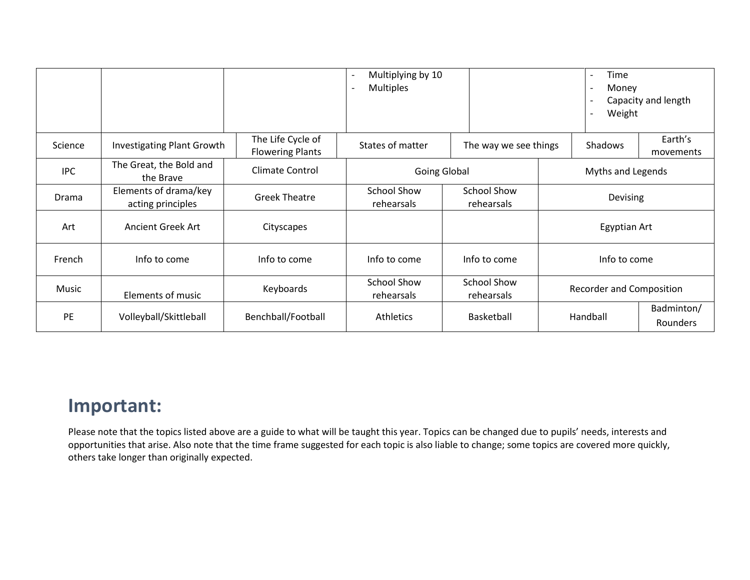| | | | | | | |
|---|---|---|---|---|---|---|
| | | | - Multiplying by 10<br>- Multiples | | - Time<br>- Money<br>- Capacity and length<br>- Weight | |
| Science | Investigating Plant Growth | The Life Cycle of Flowering Plants | States of matter | The way we see things | Shadows | Earth's movements |
| IPC | The Great, the Bold and the Brave | Climate Control | Going Global | | Myths and Legends | |
| Drama | Elements of drama/key acting principles | Greek Theatre | School Show rehearsals | School Show rehearsals | Devising | |
| Art | Ancient Greek Art | Cityscapes | | | Egyptian Art | |
| French | Info to come | Info to come | Info to come | Info to come | Info to come | |
| Music | Elements of music | Keyboards | School Show rehearsals | School Show rehearsals | Recorder and Composition | |
| PE | Volleyball/Skittleball | Benchball/Football | Athletics | Basketball | Handball | Badminton/ Rounders |

## Important:

Please note that the topics listed above are a guide to what will be taught this year. Topics can be changed due to pupils' needs, interests and opportunities that arise. Also note that the time frame suggested for each topic is also liable to change; some topics are covered more quickly, others take longer than originally expected.